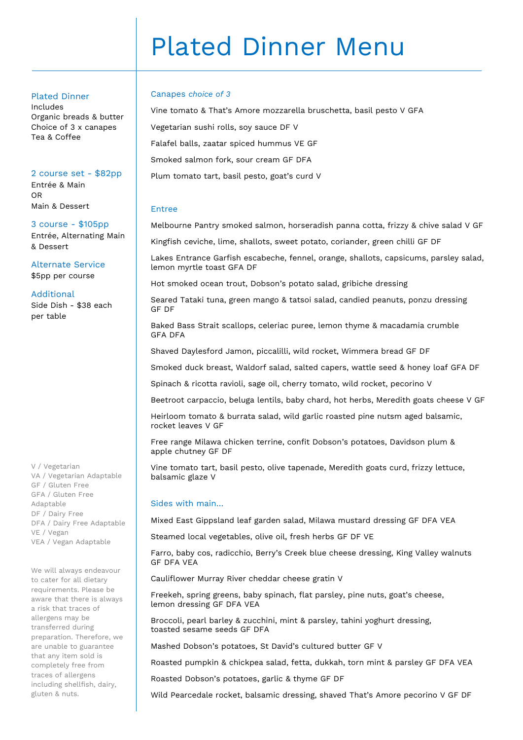# Plated Dinner Menu

## Plated Dinner

Includes
Organic breads & butter
Choice of 3 x canapes
Tea & Coffee

## 2 course set - $82pp

Entrée & Main
OR
Main & Dessert

## 3 course - $105pp

Entrée, Alternating Main & Dessert

## Alternate Service

$5pp per course

## Additional

Side Dish - $38 each per table

V / Vegetarian
VA / Vegetarian Adaptable
GF / Gluten Free
GFA / Gluten Free Adaptable
DF / Dairy Free
DFA / Dairy Free Adaptable
VE / Vegan
VEA / Vegan Adaptable

We will always endeavour to cater for all dietary requirements. Please be aware that there is always a risk that traces of allergens may be transferred during preparation. Therefore, we are unable to guarantee that any item sold is completely free from traces of allergens including shellfish, dairy, gluten & nuts.

## Canapes *choice of 3*

Vine tomato & That's Amore mozzarella bruschetta, basil pesto V GFA

Vegetarian sushi rolls, soy sauce DF V

Falafel balls, zaatar spiced hummus VE GF

Smoked salmon fork, sour cream GF DFA

Plum tomato tart, basil pesto, goat's curd V

## Entree

Melbourne Pantry smoked salmon, horseradish panna cotta, frizzy & chive salad V GF

Kingfish ceviche, lime, shallots, sweet potato, coriander, green chilli GF DF

Lakes Entrance Garfish escabeche, fennel, orange, shallots, capsicums, parsley salad, lemon myrtle toast GFA DF

Hot smoked ocean trout, Dobson's potato salad, gribiche dressing

Seared Tataki tuna, green mango & tatsoi salad, candied peanuts, ponzu dressing GF DF

Baked Bass Strait scallops, celeriac puree, lemon thyme & macadamia crumble GFA DFA

Shaved Daylesford Jamon, piccalilli, wild rocket, Wimmera bread GF DF

Smoked duck breast, Waldorf salad, salted capers, wattle seed & honey loaf GFA DF

Spinach & ricotta ravioli, sage oil, cherry tomato, wild rocket, pecorino V

Beetroot carpaccio, beluga lentils, baby chard, hot herbs, Meredith goats cheese V GF

Heirloom tomato & burrata salad, wild garlic roasted pine nutsm aged balsamic, rocket leaves V GF

Free range Milawa chicken terrine, confit Dobson's potatoes, Davidson plum & apple chutney GF DF

Vine tomato tart, basil pesto, olive tapenade, Meredith goats curd, frizzy lettuce, balsamic glaze V

## Sides with main...

Mixed East Gippsland leaf garden salad, Milawa mustard dressing GF DFA VEA

Steamed local vegetables, olive oil, fresh herbs GF DF VE

Farro, baby cos, radicchio, Berry's Creek blue cheese dressing, King Valley walnuts GF DFA VEA

Cauliflower Murray River cheddar cheese gratin V

Freekeh, spring greens, baby spinach, flat parsley, pine nuts, goat's cheese, lemon dressing GF DFA VEA

Broccoli, pearl barley & zucchini, mint & parsley, tahini yoghurt dressing, toasted sesame seeds GF DFA

Mashed Dobson's potatoes, St David's cultured butter GF V

Roasted pumpkin & chickpea salad, fetta, dukkah, torn mint & parsley GF DFA VEA

Roasted Dobson's potatoes, garlic & thyme GF DF

Wild Pearcedale rocket, balsamic dressing, shaved That's Amore pecorino V GF DF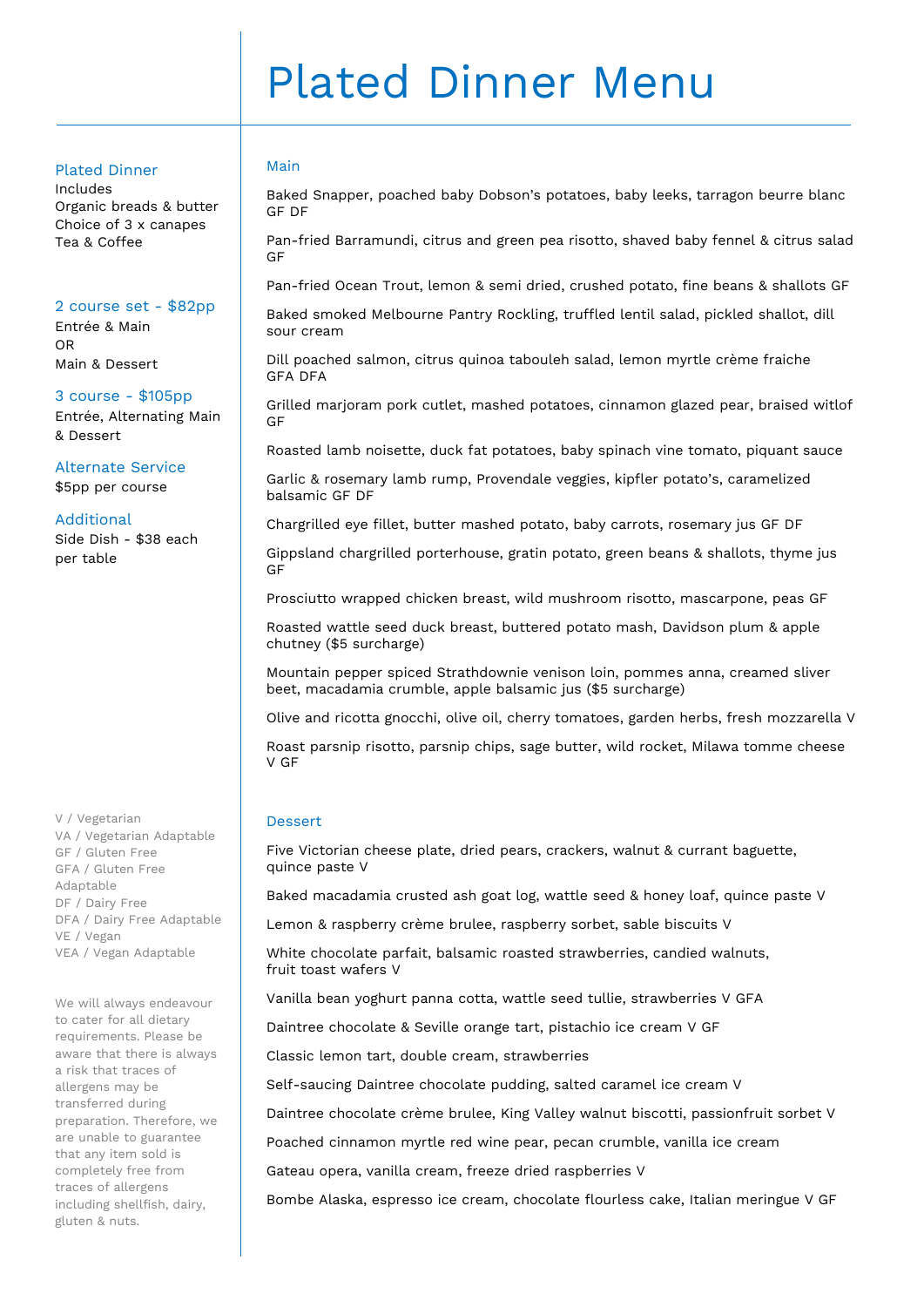# Plated Dinner Menu

## Plated Dinner

Includes
Organic breads & butter
Choice of 3 x canapes
Tea & Coffee

### 2 course set - $82pp

Entrée & Main
OR
Main & Dessert

### 3 course - $105pp

Entrée, Alternating Main & Dessert

### Alternate Service

$5pp per course

### Additional

Side Dish - $38 each per table

## Main

Baked Snapper, poached baby Dobson's potatoes, baby leeks, tarragon beurre blanc GF DF

Pan-fried Barramundi, citrus and green pea risotto, shaved baby fennel & citrus salad GF

Pan-fried Ocean Trout, lemon & semi dried, crushed potato, fine beans & shallots GF

Baked smoked Melbourne Pantry Rockling, truffled lentil salad, pickled shallot, dill sour cream

Dill poached salmon, citrus quinoa tabouleh salad, lemon myrtle crème fraiche GFA DFA

Grilled marjoram pork cutlet, mashed potatoes, cinnamon glazed pear, braised witlof GF

Roasted lamb noisette, duck fat potatoes, baby spinach vine tomato, piquant sauce

Garlic & rosemary lamb rump, Provendale veggies, kipfler potato's, caramelized balsamic GF DF

Chargrilled eye fillet, butter mashed potato, baby carrots, rosemary jus GF DF

Gippsland chargrilled porterhouse, gratin potato, green beans & shallots, thyme jus GF

Prosciutto wrapped chicken breast, wild mushroom risotto, mascarpone, peas GF

Roasted wattle seed duck breast, buttered potato mash, Davidson plum & apple chutney ($5 surcharge)

Mountain pepper spiced Strathdownie venison loin, pommes anna, creamed sliver beet, macadamia crumble, apple balsamic jus ($5 surcharge)

Olive and ricotta gnocchi, olive oil, cherry tomatoes, garden herbs, fresh mozzarella V

Roast parsnip risotto, parsnip chips, sage butter, wild rocket, Milawa tomme cheese V GF

## Dessert

Five Victorian cheese plate, dried pears, crackers, walnut & currant baguette, quince paste V

Baked macadamia crusted ash goat log, wattle seed & honey loaf, quince paste V

Lemon & raspberry crème brulee, raspberry sorbet, sable biscuits V

White chocolate parfait, balsamic roasted strawberries, candied walnuts, fruit toast wafers V

Vanilla bean yoghurt panna cotta, wattle seed tullie, strawberries V GFA

Daintree chocolate & Seville orange tart, pistachio ice cream V GF

Classic lemon tart, double cream, strawberries

Self-saucing Daintree chocolate pudding, salted caramel ice cream V

Daintree chocolate crème brulee, King Valley walnut biscotti, passionfruit sorbet V

Poached cinnamon myrtle red wine pear, pecan crumble, vanilla ice cream

Gateau opera, vanilla cream, freeze dried raspberries V

Bombe Alaska, espresso ice cream, chocolate flourless cake, Italian meringue V GF

---

V / Vegetarian
VA / Vegetarian Adaptable
GF / Gluten Free
GFA / Gluten Free Adaptable
DF / Dairy Free
DFA / Dairy Free Adaptable
VE / Vegan
VEA / Vegan Adaptable

We will always endeavour to cater for all dietary requirements. Please be aware that there is always a risk that traces of allergens may be transferred during preparation. Therefore, we are unable to guarantee that any item sold is completely free from traces of allergens including shellfish, dairy, gluten & nuts.